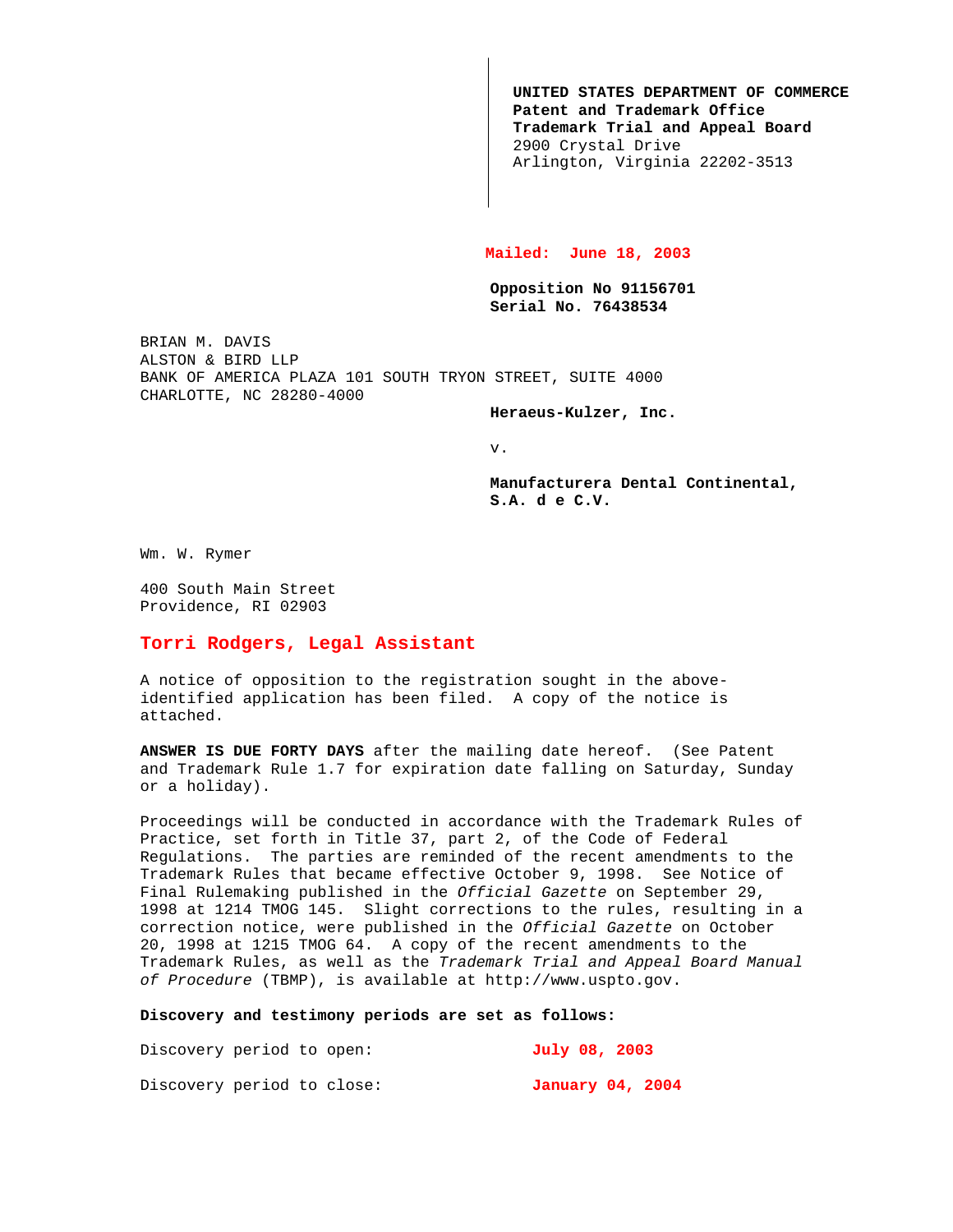**UNITED STATES DEPARTMENT OF COMMERCE**
**Patent and Trademark Office**
**Trademark Trial and Appeal Board**
2900 Crystal Drive
Arlington, Virginia 22202-3513

**Mailed: June 18, 2003**

**Opposition No 91156701**
**Serial No. 76438534**

BRIAN M. DAVIS
ALSTON & BIRD LLP
BANK OF AMERICA PLAZA 101 SOUTH TRYON STREET, SUITE 4000
CHARLOTTE, NC 28280-4000

**Heraeus-Kulzer, Inc.**

v.

**Manufacturera Dental Continental, S.A. d e C.V.**

Wm. W. Rymer

400 South Main Street
Providence, RI 02903

**Torri Rodgers, Legal Assistant**

A notice of opposition to the registration sought in the above-identified application has been filed. A copy of the notice is attached.

**ANSWER IS DUE FORTY DAYS** after the mailing date hereof. (See Patent and Trademark Rule 1.7 for expiration date falling on Saturday, Sunday or a holiday).

Proceedings will be conducted in accordance with the Trademark Rules of Practice, set forth in Title 37, part 2, of the Code of Federal Regulations. The parties are reminded of the recent amendments to the Trademark Rules that became effective October 9, 1998. See Notice of Final Rulemaking published in the *Official Gazette* on September 29, 1998 at 1214 TMOG 145. Slight corrections to the rules, resulting in a correction notice, were published in the *Official Gazette* on October 20, 1998 at 1215 TMOG 64. A copy of the recent amendments to the Trademark Rules, as well as the *Trademark Trial and Appeal Board Manual of Procedure* (TBMP), is available at http://www.uspto.gov.

**Discovery and testimony periods are set as follows:**

| | |
|---|---|
| Discovery period to open: | **July 08, 2003** |
| Discovery period to close: | **January 04, 2004** |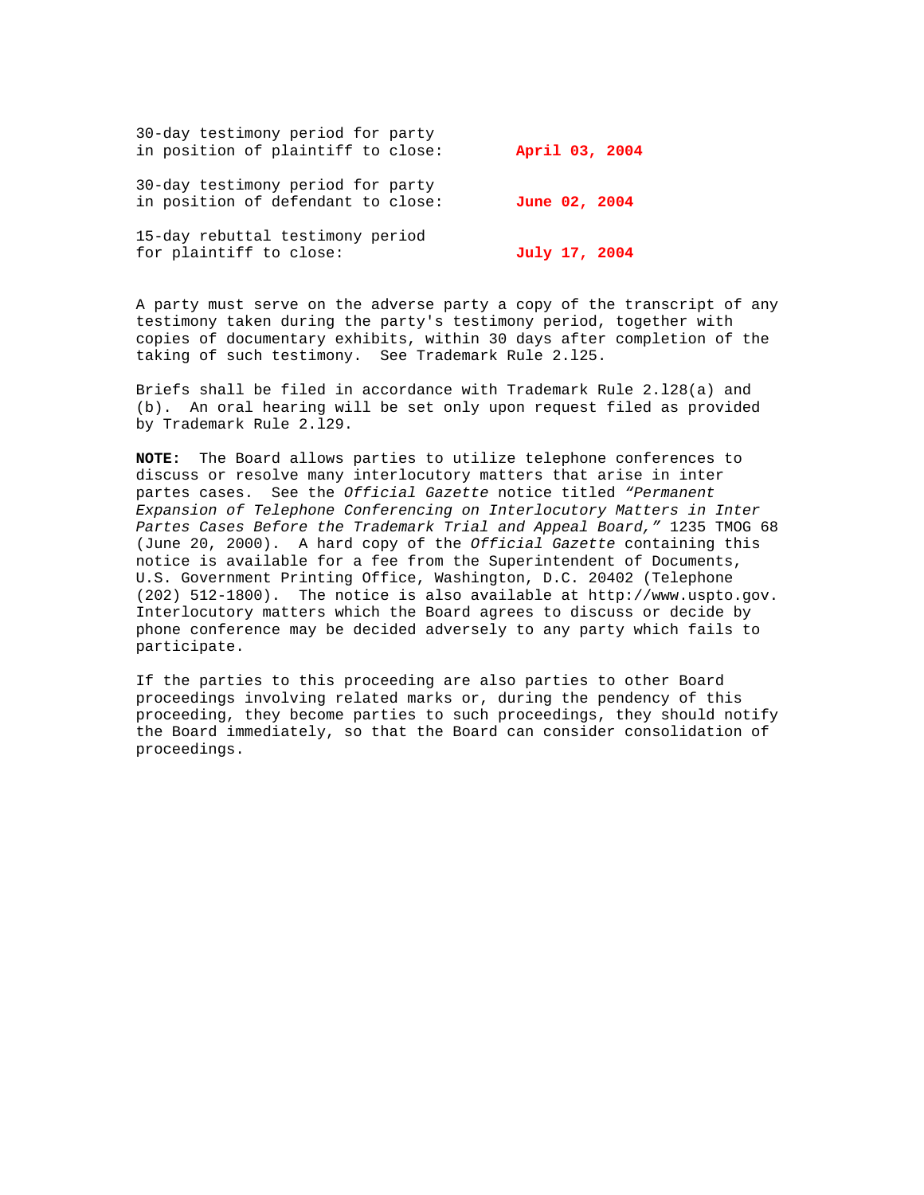| | |
|---|---|
| 30-day testimony period for party in position of plaintiff to close: | **April 03, 2004** |
| 30-day testimony period for party in position of defendant to close: | **June 02, 2004** |
| 15-day rebuttal testimony period for plaintiff to close: | **July 17, 2004** |

A party must serve on the adverse party a copy of the transcript of any testimony taken during the party's testimony period, together with copies of documentary exhibits, within 30 days after completion of the taking of such testimony. See Trademark Rule 2.125.

Briefs shall be filed in accordance with Trademark Rule 2.128(a) and (b). An oral hearing will be set only upon request filed as provided by Trademark Rule 2.129.

**NOTE:** The Board allows parties to utilize telephone conferences to discuss or resolve many interlocutory matters that arise in inter partes cases. See the *Official Gazette* notice titled *"Permanent Expansion of Telephone Conferencing on Interlocutory Matters in Inter Partes Cases Before the Trademark Trial and Appeal Board,"* 1235 TMOG 68 (June 20, 2000). A hard copy of the *Official Gazette* containing this notice is available for a fee from the Superintendent of Documents, U.S. Government Printing Office, Washington, D.C. 20402 (Telephone (202) 512-1800). The notice is also available at http://www.uspto.gov. Interlocutory matters which the Board agrees to discuss or decide by phone conference may be decided adversely to any party which fails to participate.

If the parties to this proceeding are also parties to other Board proceedings involving related marks or, during the pendency of this proceeding, they become parties to such proceedings, they should notify the Board immediately, so that the Board can consider consolidation of proceedings.